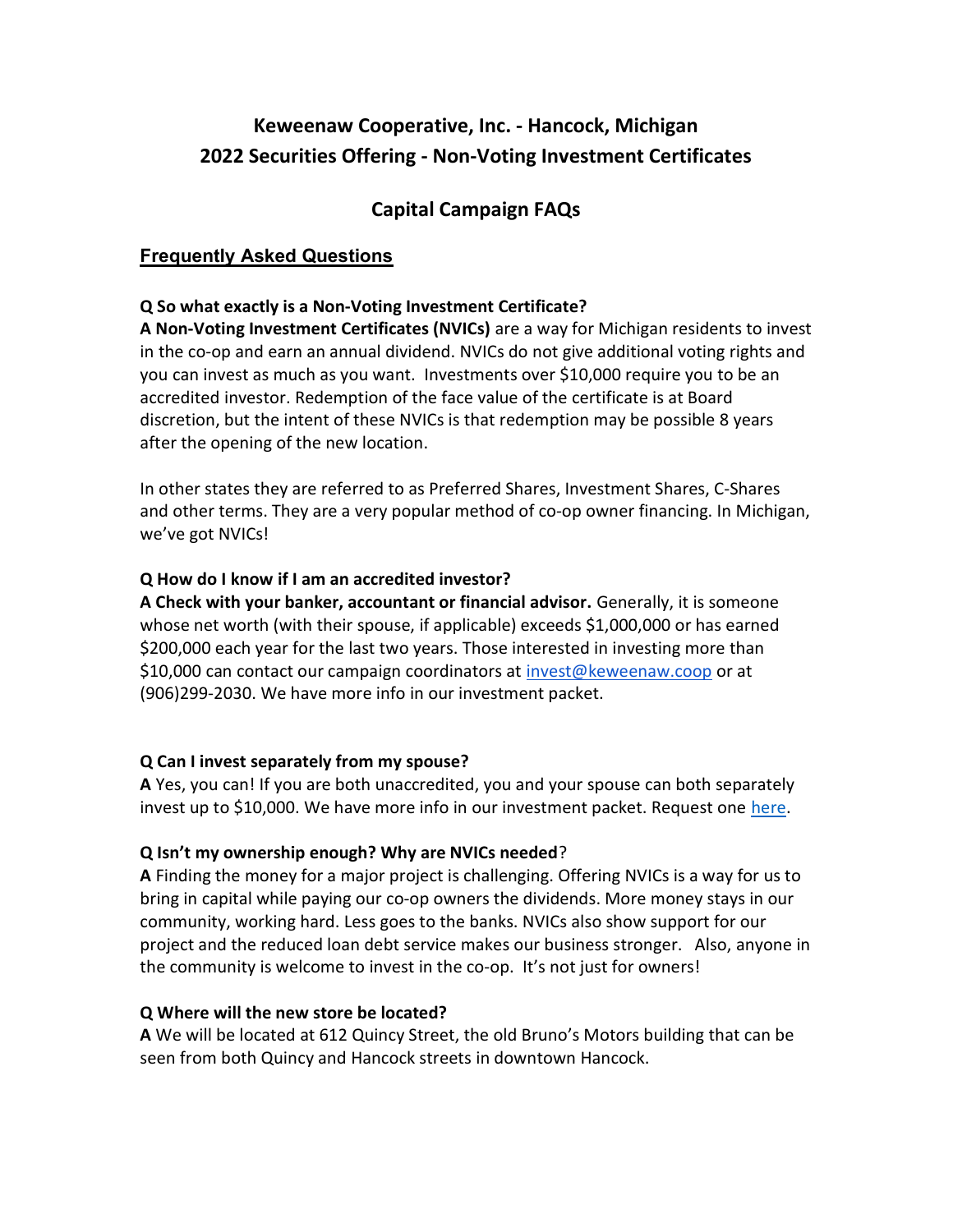# Keweenaw Cooperative, Inc. - Hancock, Michigan
# 2022 Securities Offering - Non-Voting Investment Certificates

## Capital Campaign FAQs

### Frequently Asked Questions

**Q So what exactly is a Non-Voting Investment Certificate?**

**A Non-Voting Investment Certificates (NVICs)** are a way for Michigan residents to invest in the co-op and earn an annual dividend. NVICs do not give additional voting rights and you can invest as much as you want. Investments over $10,000 require you to be an accredited investor. Redemption of the face value of the certificate is at Board discretion, but the intent of these NVICs is that redemption may be possible 8 years after the opening of the new location.

In other states they are referred to as Preferred Shares, Investment Shares, C-Shares and other terms. They are a very popular method of co-op owner financing. In Michigan, we've got NVICs!

**Q How do I know if I am an accredited investor?**

**A Check with your banker, accountant or financial advisor.** Generally, it is someone whose net worth (with their spouse, if applicable) exceeds $1,000,000 or has earned $200,000 each year for the last two years. Those interested in investing more than $10,000 can contact our campaign coordinators at invest@keweenaw.coop or at (906)299-2030. We have more info in our investment packet.

**Q Can I invest separately from my spouse?**

**A** Yes, you can! If you are both unaccredited, you and your spouse can both separately invest up to $10,000. We have more info in our investment packet. Request one here.

**Q Isn't my ownership enough? Why are NVICs needed?**

**A** Finding the money for a major project is challenging. Offering NVICs is a way for us to bring in capital while paying our co-op owners the dividends. More money stays in our community, working hard. Less goes to the banks. NVICs also show support for our project and the reduced loan debt service makes our business stronger. Also, anyone in the community is welcome to invest in the co-op. It's not just for owners!

**Q Where will the new store be located?**

**A** We will be located at 612 Quincy Street, the old Bruno's Motors building that can be seen from both Quincy and Hancock streets in downtown Hancock.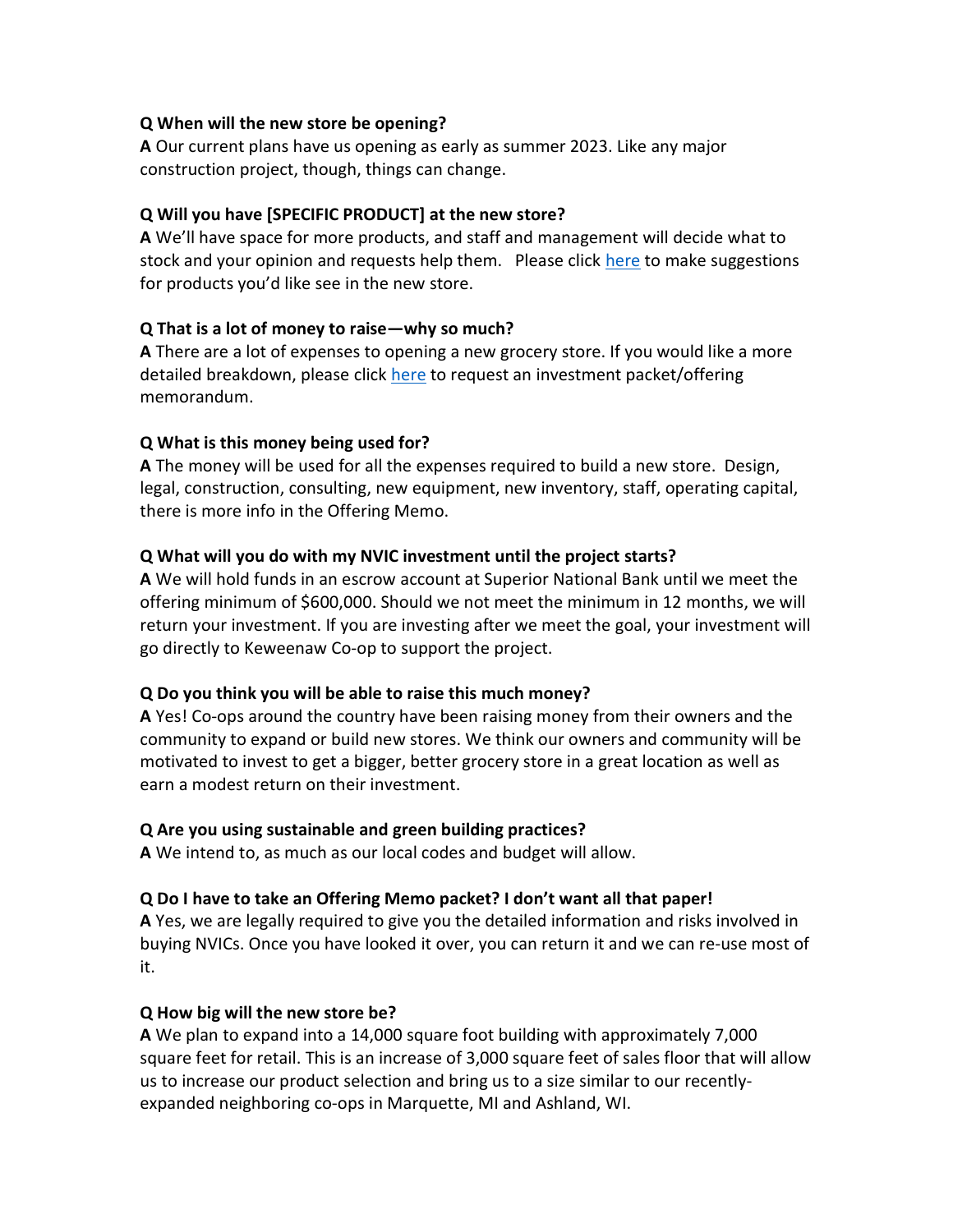**Q When will the new store be opening?**
**A** Our current plans have us opening as early as summer 2023. Like any major construction project, though, things can change.

**Q Will you have [SPECIFIC PRODUCT] at the new store?**
**A** We'll have space for more products, and staff and management will decide what to stock and your opinion and requests help them. Please click here to make suggestions for products you'd like see in the new store.

**Q That is a lot of money to raise—why so much?**
**A** There are a lot of expenses to opening a new grocery store. If you would like a more detailed breakdown, please click here to request an investment packet/offering memorandum.

**Q What is this money being used for?**
**A** The money will be used for all the expenses required to build a new store. Design, legal, construction, consulting, new equipment, new inventory, staff, operating capital, there is more info in the Offering Memo.

**Q What will you do with my NVIC investment until the project starts?**
**A** We will hold funds in an escrow account at Superior National Bank until we meet the offering minimum of $600,000. Should we not meet the minimum in 12 months, we will return your investment. If you are investing after we meet the goal, your investment will go directly to Keweenaw Co-op to support the project.

**Q Do you think you will be able to raise this much money?**
**A** Yes! Co-ops around the country have been raising money from their owners and the community to expand or build new stores. We think our owners and community will be motivated to invest to get a bigger, better grocery store in a great location as well as earn a modest return on their investment.

**Q Are you using sustainable and green building practices?**
**A** We intend to, as much as our local codes and budget will allow.

**Q Do I have to take an Offering Memo packet? I don't want all that paper!**
**A** Yes, we are legally required to give you the detailed information and risks involved in buying NVICs. Once you have looked it over, you can return it and we can re-use most of it.

**Q How big will the new store be?**
**A** We plan to expand into a 14,000 square foot building with approximately 7,000 square feet for retail. This is an increase of 3,000 square feet of sales floor that will allow us to increase our product selection and bring us to a size similar to our recently-expanded neighboring co-ops in Marquette, MI and Ashland, WI.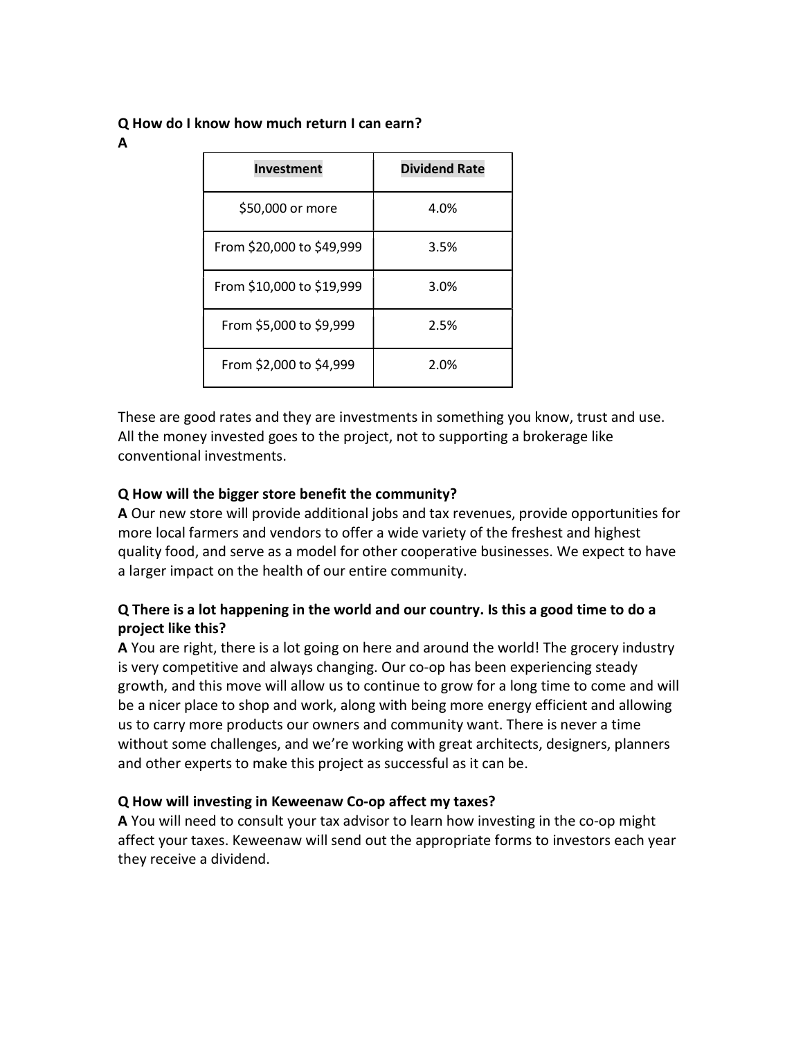**Q How do I know how much return I can earn?**

**A**

| Investment | Dividend Rate |
|---|---|
| $50,000 or more | 4.0% |
| From $20,000 to $49,999 | 3.5% |
| From $10,000 to $19,999 | 3.0% |
| From $5,000 to $9,999 | 2.5% |
| From $2,000 to $4,999 | 2.0% |

These are good rates and they are investments in something you know, trust and use. All the money invested goes to the project, not to supporting a brokerage like conventional investments.

**Q How will the bigger store benefit the community?**

**A** Our new store will provide additional jobs and tax revenues, provide opportunities for more local farmers and vendors to offer a wide variety of the freshest and highest quality food, and serve as a model for other cooperative businesses. We expect to have a larger impact on the health of our entire community.

**Q There is a lot happening in the world and our country. Is this a good time to do a project like this?**

**A** You are right, there is a lot going on here and around the world! The grocery industry is very competitive and always changing. Our co-op has been experiencing steady growth, and this move will allow us to continue to grow for a long time to come and will be a nicer place to shop and work, along with being more energy efficient and allowing us to carry more products our owners and community want. There is never a time without some challenges, and we're working with great architects, designers, planners and other experts to make this project as successful as it can be.

**Q How will investing in Keweenaw Co-op affect my taxes?**

**A** You will need to consult your tax advisor to learn how investing in the co-op might affect your taxes. Keweenaw will send out the appropriate forms to investors each year they receive a dividend.